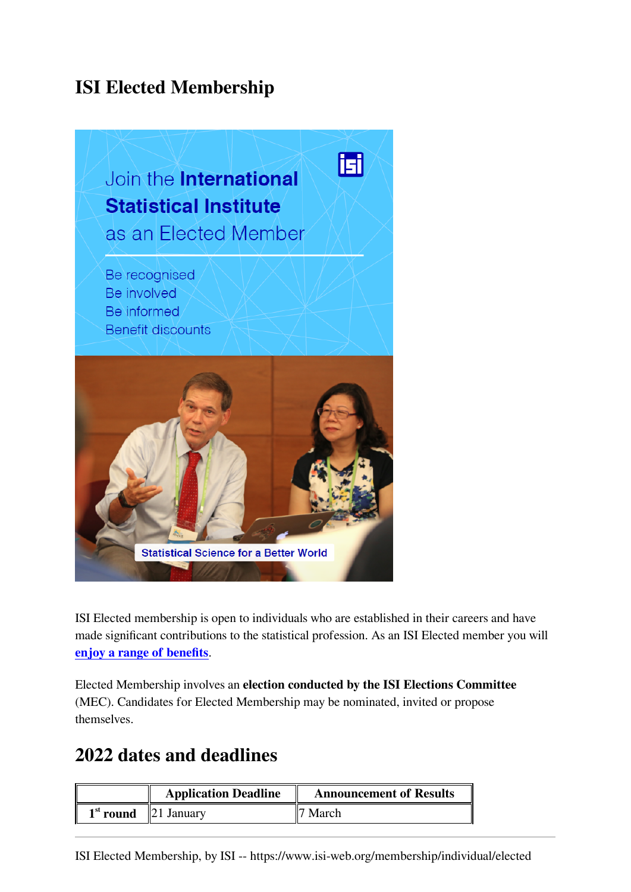# ISI Elected Membership

ISI Elected membership is open to individuals who are established in their careers and have made significant contributions to the statistical profession. As an ISI Elected member you will [enjoy a range of benefits](#).

Elected Membership involves an **election conducted by the ISI Elections Committee** (MEC). Candidates for Elected Membership may be nominated, invited or propose themselves.

## 2022 dates and deadlines

| | Application Deadline | Announcement of Results |
|---|---|---|
| **1st round** | 21 January | 7 March |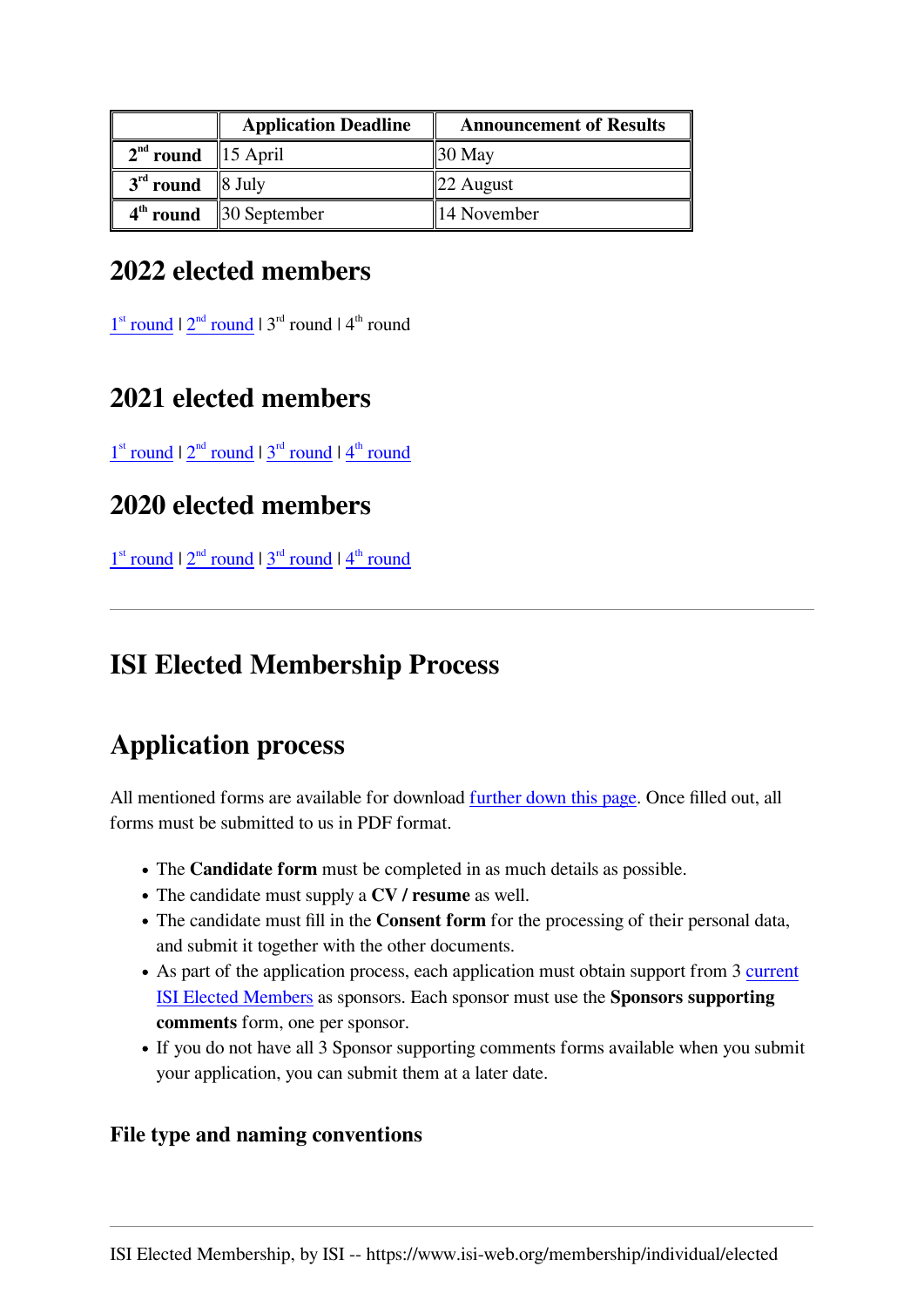| | Application Deadline | Announcement of Results |
|---|---|---|
| **2nd round** | 15 April | 30 May |
| **3rd round** | 8 July | 22 August |
| **4th round** | 30 September | 14 November |

## 2022 elected members

1st round | 2nd round | 3rd round | 4th round

## 2021 elected members

1st round | 2nd round | 3rd round | 4th round

## 2020 elected members

1st round | 2nd round | 3rd round | 4th round

---

# ISI Elected Membership Process

## Application process

All mentioned forms are available for download further down this page. Once filled out, all forms must be submitted to us in PDF format.

- The **Candidate form** must be completed in as much details as possible.
- The candidate must supply a **CV / resume** as well.
- The candidate must fill in the **Consent form** for the processing of their personal data, and submit it together with the other documents.
- As part of the application process, each application must obtain support from 3 current ISI Elected Members as sponsors. Each sponsor must use the **Sponsors supporting comments** form, one per sponsor.
- If you do not have all 3 Sponsor supporting comments forms available when you submit your application, you can submit them at a later date.

### File type and naming conventions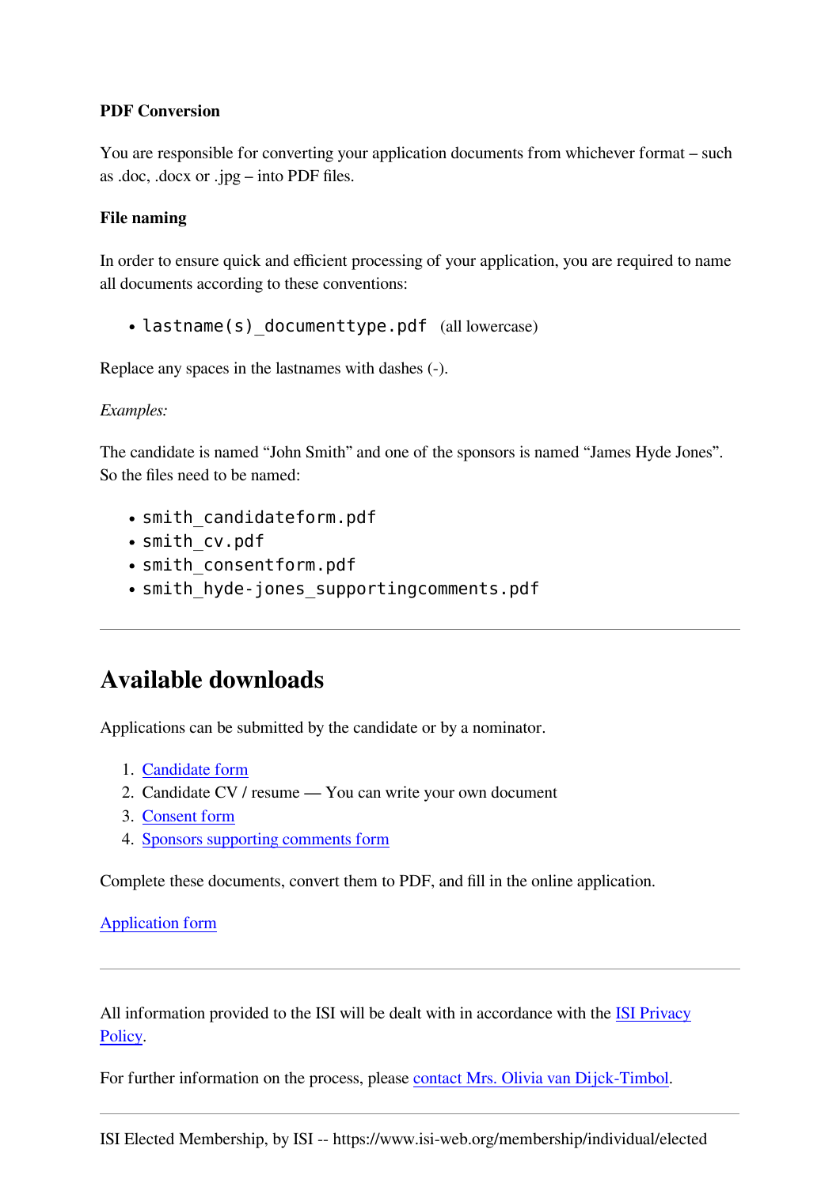**PDF Conversion**

You are responsible for converting your application documents from whichever format – such as .doc, .docx or .jpg – into PDF files.

**File naming**

In order to ensure quick and efficient processing of your application, you are required to name all documents according to these conventions:

- `lastname(s)_documenttype.pdf` (all lowercase)

Replace any spaces in the lastnames with dashes (-).

*Examples:*

The candidate is named “John Smith” and one of the sponsors is named “James Hyde Jones”. So the files need to be named:

- `smith_candidateform.pdf`
- `smith_cv.pdf`
- `smith_consentform.pdf`
- `smith_hyde-jones_supportingcomments.pdf`

---

## Available downloads

Applications can be submitted by the candidate or by a nominator.

1. Candidate form
2. Candidate CV / resume — You can write your own document
3. Consent form
4. Sponsors supporting comments form

Complete these documents, convert them to PDF, and fill in the online application.

Application form

---

All information provided to the ISI will be dealt with in accordance with the ISI Privacy Policy.

For further information on the process, please contact Mrs. Olivia van Dijck-Timbol.